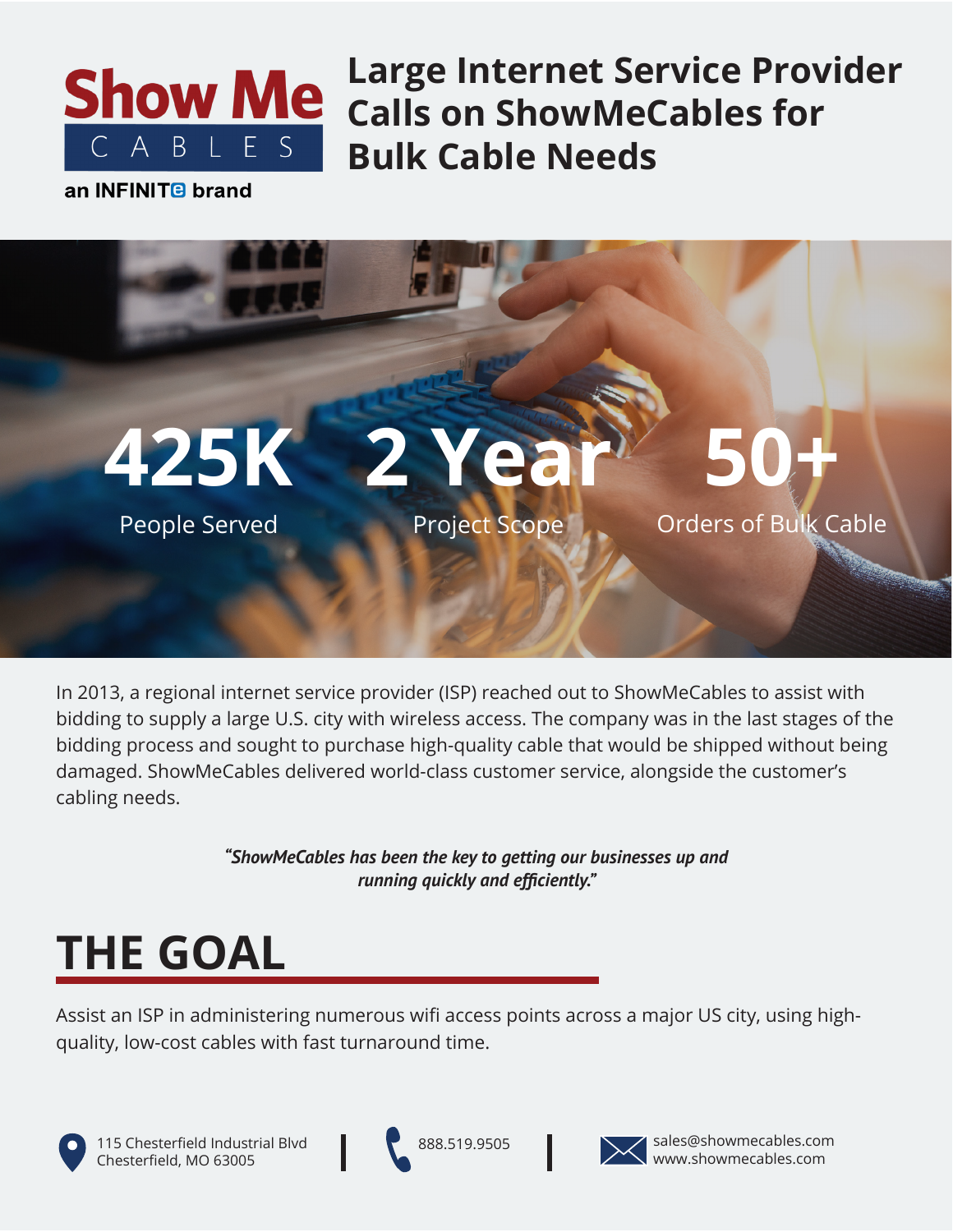Show Me CABLES

an INFINITe brand

# Large Internet Service Provider Calls on ShowMeCables for Bulk Cable Needs

**425K**
People Served

**2 Year**
Project Scope

**50+**
Orders of Bulk Cable

In 2013, a regional internet service provider (ISP) reached out to ShowMeCables to assist with bidding to supply a large U.S. city with wireless access. The company was in the last stages of the bidding process and sought to purchase high-quality cable that would be shipped without being damaged. ShowMeCables delivered world-class customer service, alongside the customer's cabling needs.

***"ShowMeCables has been the key to getting our businesses up and running quickly and efficiently."***

## THE GOAL

Assist an ISP in administering numerous wifi access points across a major US city, using high-quality, low-cost cables with fast turnaround time.

115 Chesterfield Industrial Blvd
Chesterfield, MO 63005

888.519.9505

sales@showmecables.com
www.showmecables.com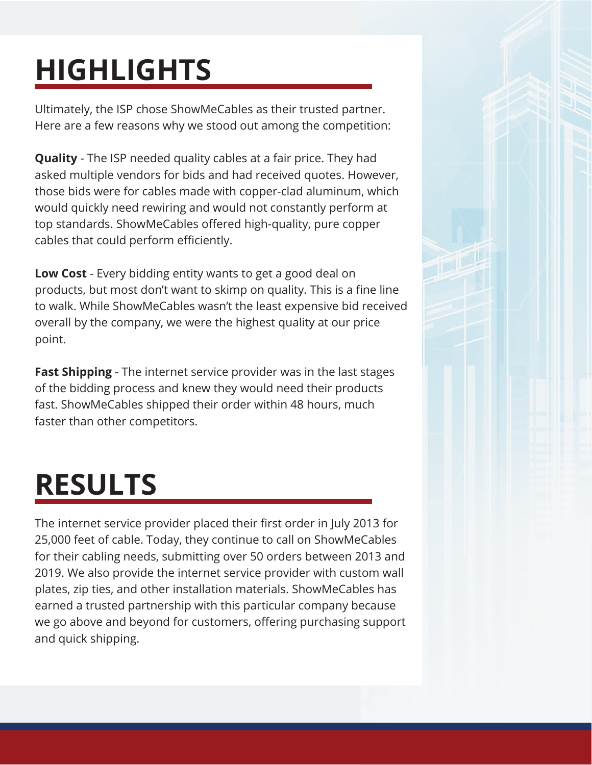# HIGHLIGHTS

Ultimately, the ISP chose ShowMeCables as their trusted partner. Here are a few reasons why we stood out among the competition:

**Quality** - The ISP needed quality cables at a fair price. They had asked multiple vendors for bids and had received quotes. However, those bids were for cables made with copper-clad aluminum, which would quickly need rewiring and would not constantly perform at top standards. ShowMeCables offered high-quality, pure copper cables that could perform efficiently.

**Low Cost** - Every bidding entity wants to get a good deal on products, but most don't want to skimp on quality. This is a fine line to walk. While ShowMeCables wasn't the least expensive bid received overall by the company, we were the highest quality at our price point.

**Fast Shipping** - The internet service provider was in the last stages of the bidding process and knew they would need their products fast. ShowMeCables shipped their order within 48 hours, much faster than other competitors.

# RESULTS

The internet service provider placed their first order in July 2013 for 25,000 feet of cable. Today, they continue to call on ShowMeCables for their cabling needs, submitting over 50 orders between 2013 and 2019. We also provide the internet service provider with custom wall plates, zip ties, and other installation materials. ShowMeCables has earned a trusted partnership with this particular company because we go above and beyond for customers, offering purchasing support and quick shipping.